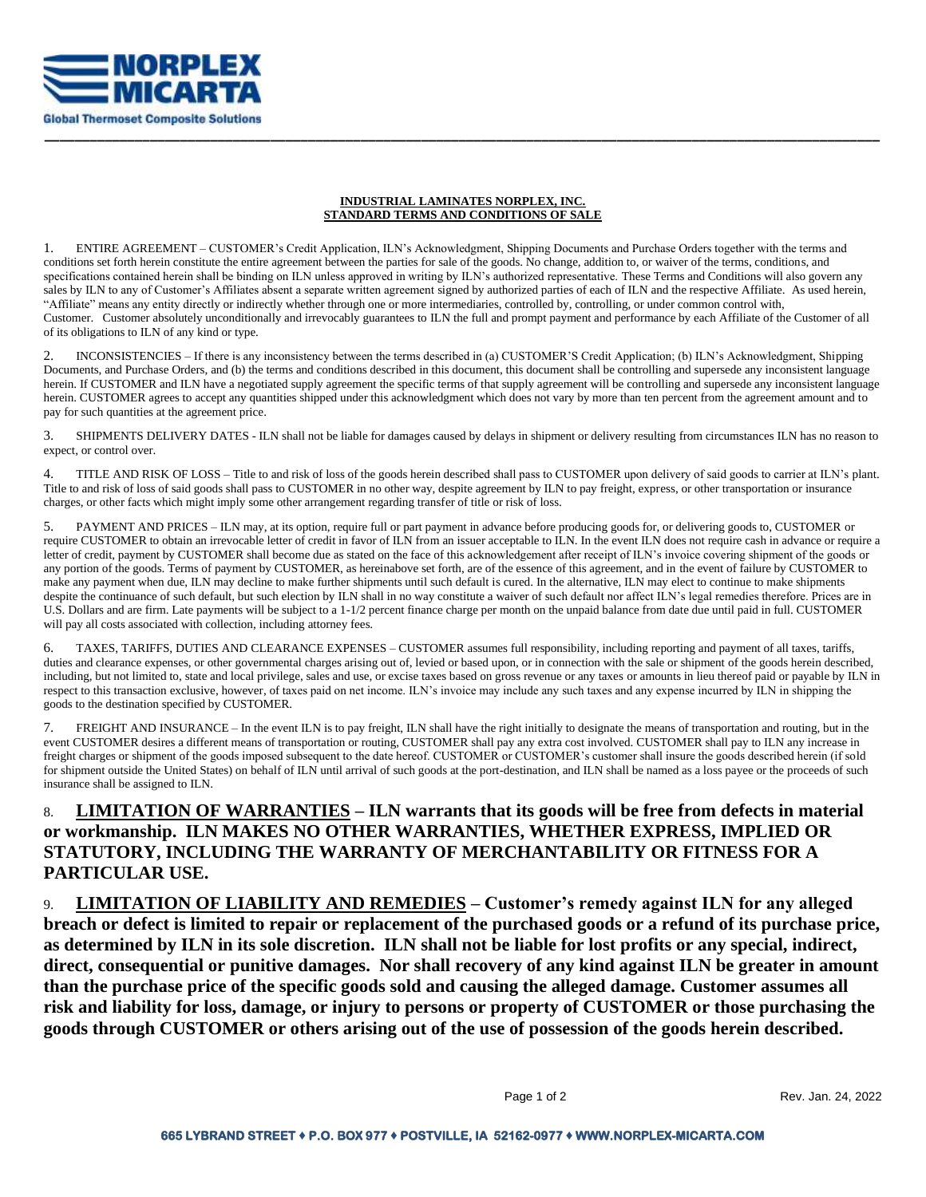**NORPLEX MICARTA**

**Global Thermoset Composite Solutions**

**INDUSTRIAL LAMINATES NORPLEX, INC.**
**STANDARD TERMS AND CONDITIONS OF SALE**

1. ENTIRE AGREEMENT – CUSTOMER's Credit Application, ILN's Acknowledgment, Shipping Documents and Purchase Orders together with the terms and conditions set forth herein constitute the entire agreement between the parties for sale of the goods. No change, addition to, or waiver of the terms, conditions, and specifications contained herein shall be binding on ILN unless approved in writing by ILN's authorized representative. These Terms and Conditions will also govern any sales by ILN to any of Customer's Affiliates absent a separate written agreement signed by authorized parties of each of ILN and the respective Affiliate. As used herein, "Affiliate" means any entity directly or indirectly whether through one or more intermediaries, controlled by, controlling, or under common control with, Customer. Customer absolutely unconditionally and irrevocably guarantees to ILN the full and prompt payment and performance by each Affiliate of the Customer of all of its obligations to ILN of any kind or type.

2. INCONSISTENCIES – If there is any inconsistency between the terms described in (a) CUSTOMER'S Credit Application; (b) ILN's Acknowledgment, Shipping Documents, and Purchase Orders, and (b) the terms and conditions described in this document, this document shall be controlling and supersede any inconsistent language herein. If CUSTOMER and ILN have a negotiated supply agreement the specific terms of that supply agreement will be controlling and supersede any inconsistent language herein. CUSTOMER agrees to accept any quantities shipped under this acknowledgment which does not vary by more than ten percent from the agreement amount and to pay for such quantities at the agreement price.

3. SHIPMENTS DELIVERY DATES - ILN shall not be liable for damages caused by delays in shipment or delivery resulting from circumstances ILN has no reason to expect, or control over.

4. TITLE AND RISK OF LOSS – Title to and risk of loss of the goods herein described shall pass to CUSTOMER upon delivery of said goods to carrier at ILN's plant. Title to and risk of loss of said goods shall pass to CUSTOMER in no other way, despite agreement by ILN to pay freight, express, or other transportation or insurance charges, or other facts which might imply some other arrangement regarding transfer of title or risk of loss.

5. PAYMENT AND PRICES – ILN may, at its option, require full or part payment in advance before producing goods for, or delivering goods to, CUSTOMER or require CUSTOMER to obtain an irrevocable letter of credit in favor of ILN from an issuer acceptable to ILN. In the event ILN does not require cash in advance or require a letter of credit, payment by CUSTOMER shall become due as stated on the face of this acknowledgement after receipt of ILN's invoice covering shipment of the goods or any portion of the goods. Terms of payment by CUSTOMER, as hereinabove set forth, are of the essence of this agreement, and in the event of failure by CUSTOMER to make any payment when due, ILN may decline to make further shipments until such default is cured. In the alternative, ILN may elect to continue to make shipments despite the continuance of such default, but such election by ILN shall in no way constitute a waiver of such default nor affect ILN's legal remedies therefore. Prices are in U.S. Dollars and are firm. Late payments will be subject to a 1-1/2 percent finance charge per month on the unpaid balance from date due until paid in full. CUSTOMER will pay all costs associated with collection, including attorney fees.

6. TAXES, TARIFFS, DUTIES AND CLEARANCE EXPENSES – CUSTOMER assumes full responsibility, including reporting and payment of all taxes, tariffs, duties and clearance expenses, or other governmental charges arising out of, levied or based upon, or in connection with the sale or shipment of the goods herein described, including, but not limited to, state and local privilege, sales and use, or excise taxes based on gross revenue or any taxes or amounts in lieu thereof paid or payable by ILN in respect to this transaction exclusive, however, of taxes paid on net income. ILN's invoice may include any such taxes and any expense incurred by ILN in shipping the goods to the destination specified by CUSTOMER.

7. FREIGHT AND INSURANCE – In the event ILN is to pay freight, ILN shall have the right initially to designate the means of transportation and routing, but in the event CUSTOMER desires a different means of transportation or routing, CUSTOMER shall pay any extra cost involved. CUSTOMER shall pay to ILN any increase in freight charges or shipment of the goods imposed subsequent to the date hereof. CUSTOMER or CUSTOMER's customer shall insure the goods described herein (if sold for shipment outside the United States) on behalf of ILN until arrival of such goods at the port-destination, and ILN shall be named as a loss payee or the proceeds of such insurance shall be assigned to ILN.

8. **LIMITATION OF WARRANTIES – ILN warrants that its goods will be free from defects in material or workmanship. ILN MAKES NO OTHER WARRANTIES, WHETHER EXPRESS, IMPLIED OR STATUTORY, INCLUDING THE WARRANTY OF MERCHANTABILITY OR FITNESS FOR A PARTICULAR USE.**

9. **LIMITATION OF LIABILITY AND REMEDIES – Customer's remedy against ILN for any alleged breach or defect is limited to repair or replacement of the purchased goods or a refund of its purchase price, as determined by ILN in its sole discretion. ILN shall not be liable for lost profits or any special, indirect, direct, consequential or punitive damages. Nor shall recovery of any kind against ILN be greater in amount than the purchase price of the specific goods sold and causing the alleged damage. Customer assumes all risk and liability for loss, damage, or injury to persons or property of CUSTOMER or those purchasing the goods through CUSTOMER or others arising out of the use of possession of the goods herein described.**

Rev. Jan. 24, 2022

665 LYBRAND STREET ♦ P.O. BOX 977 ♦ POSTVILLE, IA 52162-0977 ♦ WWW.NORPLEX-MICARTA.COM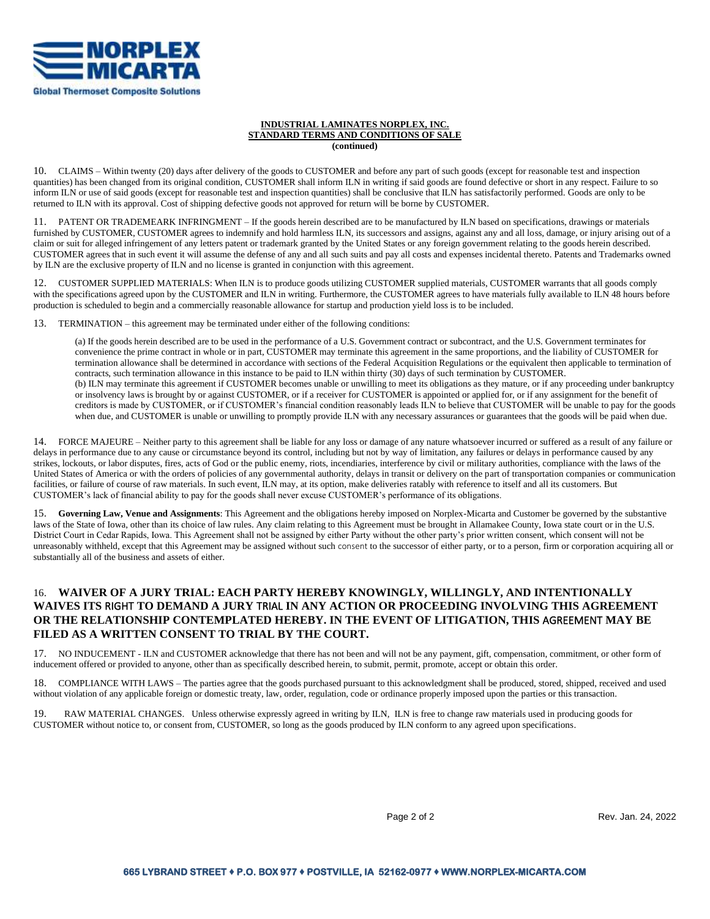NORPLEX MICARTA
Global Thermoset Composite Solutions

**INDUSTRIAL LAMINATES NORPLEX, INC.**
**STANDARD TERMS AND CONDITIONS OF SALE**
**(continued)**

10. CLAIMS – Within twenty (20) days after delivery of the goods to CUSTOMER and before any part of such goods (except for reasonable test and inspection quantities) has been changed from its original condition, CUSTOMER shall inform ILN in writing if said goods are found defective or short in any respect. Failure to so inform ILN or use of said goods (except for reasonable test and inspection quantities) shall be conclusive that ILN has satisfactorily performed. Goods are only to be returned to ILN with its approval. Cost of shipping defective goods not approved for return will be borne by CUSTOMER.

11. PATENT OR TRADEMEARK INFRINGMENT – If the goods herein described are to be manufactured by ILN based on specifications, drawings or materials furnished by CUSTOMER, CUSTOMER agrees to indemnify and hold harmless ILN, its successors and assigns, against any and all loss, damage, or injury arising out of a claim or suit for alleged infringement of any letters patent or trademark granted by the United States or any foreign government relating to the goods herein described. CUSTOMER agrees that in such event it will assume the defense of any and all such suits and pay all costs and expenses incidental thereto. Patents and Trademarks owned by ILN are the exclusive property of ILN and no license is granted in conjunction with this agreement.

12. CUSTOMER SUPPLIED MATERIALS: When ILN is to produce goods utilizing CUSTOMER supplied materials, CUSTOMER warrants that all goods comply with the specifications agreed upon by the CUSTOMER and ILN in writing. Furthermore, the CUSTOMER agrees to have materials fully available to ILN 48 hours before production is scheduled to begin and a commercially reasonable allowance for startup and production yield loss is to be included.

13. TERMINATION – this agreement may be terminated under either of the following conditions:

(a) If the goods herein described are to be used in the performance of a U.S. Government contract or subcontract, and the U.S. Government terminates for convenience the prime contract in whole or in part, CUSTOMER may terminate this agreement in the same proportions, and the liability of CUSTOMER for termination allowance shall be determined in accordance with sections of the Federal Acquisition Regulations or the equivalent then applicable to termination of contracts, such termination allowance in this instance to be paid to ILN within thirty (30) days of such termination by CUSTOMER.
(b) ILN may terminate this agreement if CUSTOMER becomes unable or unwilling to meet its obligations as they mature, or if any proceeding under bankruptcy or insolvency laws is brought by or against CUSTOMER, or if a receiver for CUSTOMER is appointed or applied for, or if any assignment for the benefit of creditors is made by CUSTOMER, or if CUSTOMER's financial condition reasonably leads ILN to believe that CUSTOMER will be unable to pay for the goods when due, and CUSTOMER is unable or unwilling to promptly provide ILN with any necessary assurances or guarantees that the goods will be paid when due.

14. FORCE MAJEURE – Neither party to this agreement shall be liable for any loss or damage of any nature whatsoever incurred or suffered as a result of any failure or delays in performance due to any cause or circumstance beyond its control, including but not by way of limitation, any failures or delays in performance caused by any strikes, lockouts, or labor disputes, fires, acts of God or the public enemy, riots, incendiaries, interference by civil or military authorities, compliance with the laws of the United States of America or with the orders of policies of any governmental authority, delays in transit or delivery on the part of transportation companies or communication facilities, or failure of course of raw materials. In such event, ILN may, at its option, make deliveries ratably with reference to itself and all its customers. But CUSTOMER's lack of financial ability to pay for the goods shall never excuse CUSTOMER's performance of its obligations.

15. **Governing Law, Venue and Assignments**: This Agreement and the obligations hereby imposed on Norplex-Micarta and Customer be governed by the substantive laws of the State of Iowa, other than its choice of law rules. Any claim relating to this Agreement must be brought in Allamakee County, Iowa state court or in the U.S. District Court in Cedar Rapids, Iowa. This Agreement shall not be assigned by either Party without the other party's prior written consent, which consent will not be unreasonably withheld, except that this Agreement may be assigned without such consent to the successor of either party, or to a person, firm or corporation acquiring all or substantially all of the business and assets of either.

16. **WAIVER OF A JURY TRIAL: EACH PARTY HEREBY KNOWINGLY, WILLINGLY, AND INTENTIONALLY WAIVES ITS RIGHT TO DEMAND A JURY TRIAL IN ANY ACTION OR PROCEEDING INVOLVING THIS AGREEMENT OR THE RELATIONSHIP CONTEMPLATED HEREBY. IN THE EVENT OF LITIGATION, THIS AGREEMENT MAY BE FILED AS A WRITTEN CONSENT TO TRIAL BY THE COURT.**

17. NO INDUCEMENT - ILN and CUSTOMER acknowledge that there has not been and will not be any payment, gift, compensation, commitment, or other form of inducement offered or provided to anyone, other than as specifically described herein, to submit, permit, promote, accept or obtain this order.

18. COMPLIANCE WITH LAWS – The parties agree that the goods purchased pursuant to this acknowledgment shall be produced, stored, shipped, received and used without violation of any applicable foreign or domestic treaty, law, order, regulation, code or ordinance properly imposed upon the parties or this transaction.

19. RAW MATERIAL CHANGES. Unless otherwise expressly agreed in writing by ILN, ILN is free to change raw materials used in producing goods for CUSTOMER without notice to, or consent from, CUSTOMER, so long as the goods produced by ILN conform to any agreed upon specifications.

Rev. Jan. 24, 2022

665 LYBRAND STREET ♦ P.O. BOX 977 ♦ POSTVILLE, IA 52162-0977 ♦ WWW.NORPLEX-MICARTA.COM